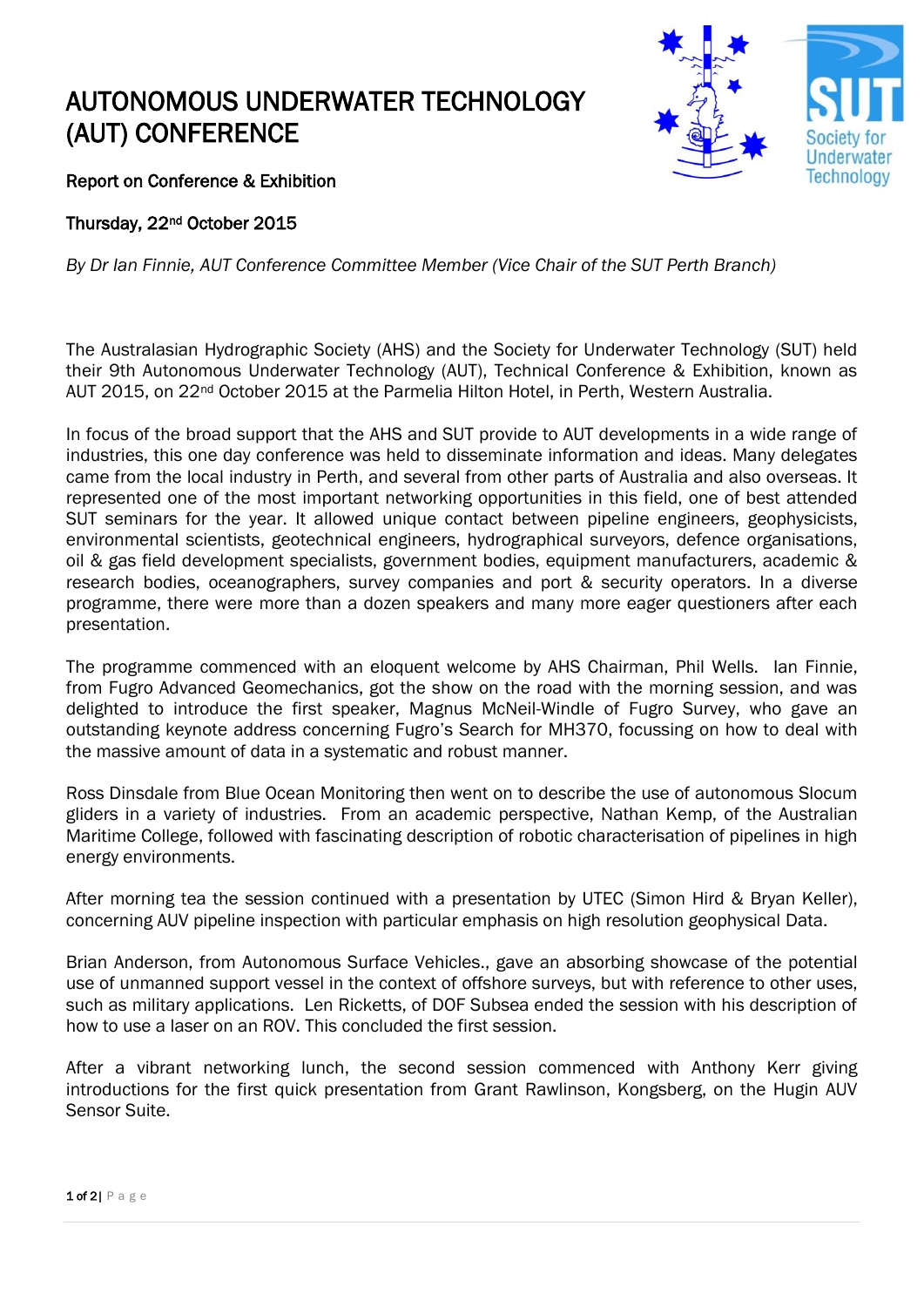# AUTONOMOUS UNDERWATER TECHNOLOGY (AUT) CONFERENCE

**Report on Conference & Exhibition**

**Thursday, 22nd October 2015**

*By Dr Ian Finnie, AUT Conference Committee Member (Vice Chair of the SUT Perth Branch)*

The Australasian Hydrographic Society (AHS) and the Society for Underwater Technology (SUT) held their 9th Autonomous Underwater Technology (AUT), Technical Conference & Exhibition, known as AUT 2015, on 22nd October 2015 at the Parmelia Hilton Hotel, in Perth, Western Australia.

In focus of the broad support that the AHS and SUT provide to AUT developments in a wide range of industries, this one day conference was held to disseminate information and ideas. Many delegates came from the local industry in Perth, and several from other parts of Australia and also overseas. It represented one of the most important networking opportunities in this field, one of best attended SUT seminars for the year. It allowed unique contact between pipeline engineers, geophysicists, environmental scientists, geotechnical engineers, hydrographical surveyors, defence organisations, oil & gas field development specialists, government bodies, equipment manufacturers, academic & research bodies, oceanographers, survey companies and port & security operators. In a diverse programme, there were more than a dozen speakers and many more eager questioners after each presentation.

The programme commenced with an eloquent welcome by AHS Chairman, Phil Wells. Ian Finnie, from Fugro Advanced Geomechanics, got the show on the road with the morning session, and was delighted to introduce the first speaker, Magnus McNeil-Windle of Fugro Survey, who gave an outstanding keynote address concerning Fugro's Search for MH370, focussing on how to deal with the massive amount of data in a systematic and robust manner.

Ross Dinsdale from Blue Ocean Monitoring then went on to describe the use of autonomous Slocum gliders in a variety of industries. From an academic perspective, Nathan Kemp, of the Australian Maritime College, followed with fascinating description of robotic characterisation of pipelines in high energy environments.

After morning tea the session continued with a presentation by UTEC (Simon Hird & Bryan Keller), concerning AUV pipeline inspection with particular emphasis on high resolution geophysical Data.

Brian Anderson, from Autonomous Surface Vehicles., gave an absorbing showcase of the potential use of unmanned support vessel in the context of offshore surveys, but with reference to other uses, such as military applications. Len Ricketts, of DOF Subsea ended the session with his description of how to use a laser on an ROV. This concluded the first session.

After a vibrant networking lunch, the second session commenced with Anthony Kerr giving introductions for the first quick presentation from Grant Rawlinson, Kongsberg, on the Hugin AUV Sensor Suite.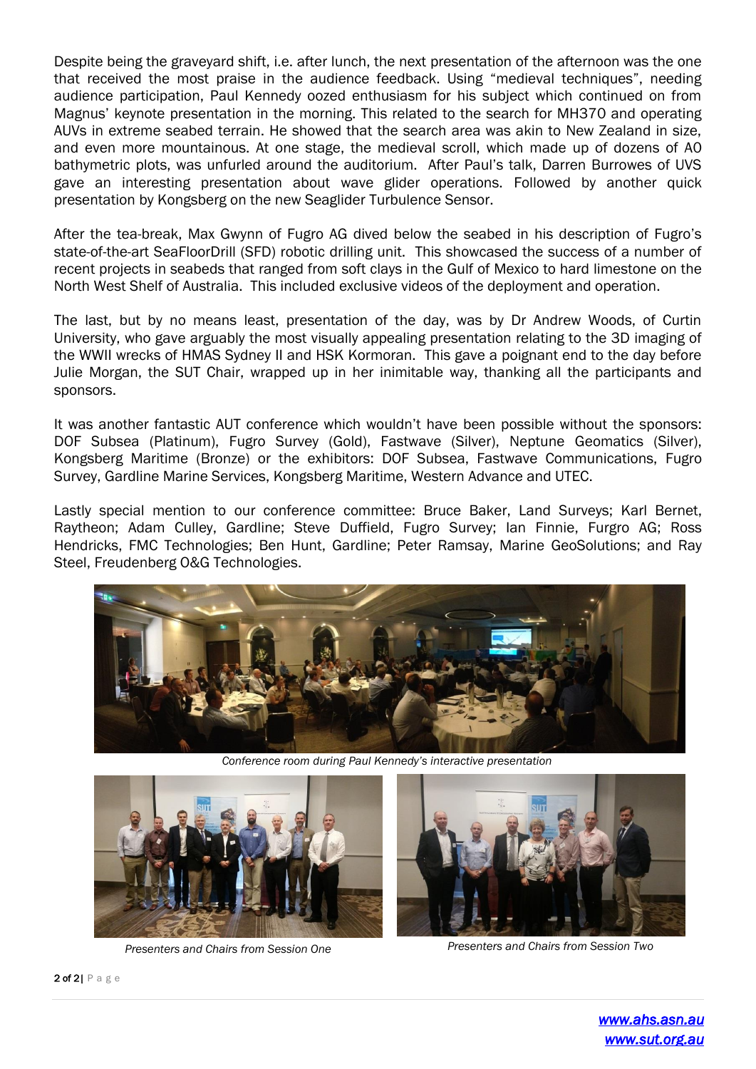Despite being the graveyard shift, i.e. after lunch, the next presentation of the afternoon was the one that received the most praise in the audience feedback. Using "medieval techniques", needing audience participation, Paul Kennedy oozed enthusiasm for his subject which continued on from Magnus' keynote presentation in the morning. This related to the search for MH370 and operating AUVs in extreme seabed terrain. He showed that the search area was akin to New Zealand in size, and even more mountainous. At one stage, the medieval scroll, which made up of dozens of A0 bathymetric plots, was unfurled around the auditorium. After Paul's talk, Darren Burrowes of UVS gave an interesting presentation about wave glider operations. Followed by another quick presentation by Kongsberg on the new Seaglider Turbulence Sensor.

After the tea-break, Max Gwynn of Fugro AG dived below the seabed in his description of Fugro's state-of-the-art SeaFloorDrill (SFD) robotic drilling unit. This showcased the success of a number of recent projects in seabeds that ranged from soft clays in the Gulf of Mexico to hard limestone on the North West Shelf of Australia. This included exclusive videos of the deployment and operation.

The last, but by no means least, presentation of the day, was by Dr Andrew Woods, of Curtin University, who gave arguably the most visually appealing presentation relating to the 3D imaging of the WWII wrecks of HMAS Sydney II and HSK Kormoran. This gave a poignant end to the day before Julie Morgan, the SUT Chair, wrapped up in her inimitable way, thanking all the participants and sponsors.

It was another fantastic AUT conference which wouldn't have been possible without the sponsors: DOF Subsea (Platinum), Fugro Survey (Gold), Fastwave (Silver), Neptune Geomatics (Silver), Kongsberg Maritime (Bronze) or the exhibitors: DOF Subsea, Fastwave Communications, Fugro Survey, Gardline Marine Services, Kongsberg Maritime, Western Advance and UTEC.

Lastly special mention to our conference committee: Bruce Baker, Land Surveys; Karl Bernet, Raytheon; Adam Culley, Gardline; Steve Duffield, Fugro Survey; Ian Finnie, Furgro AG; Ross Hendricks, FMC Technologies; Ben Hunt, Gardline; Peter Ramsay, Marine GeoSolutions; and Ray Steel, Freudenberg O&G Technologies.

*Conference room during Paul Kennedy's interactive presentation*

*Presenters and Chairs from Session One*

*Presenters and Chairs from Session Two*

[www.ahs.asn.au](http://www.ahs.asn.au)
[www.sut.org.au](http://www.sut.org.au)